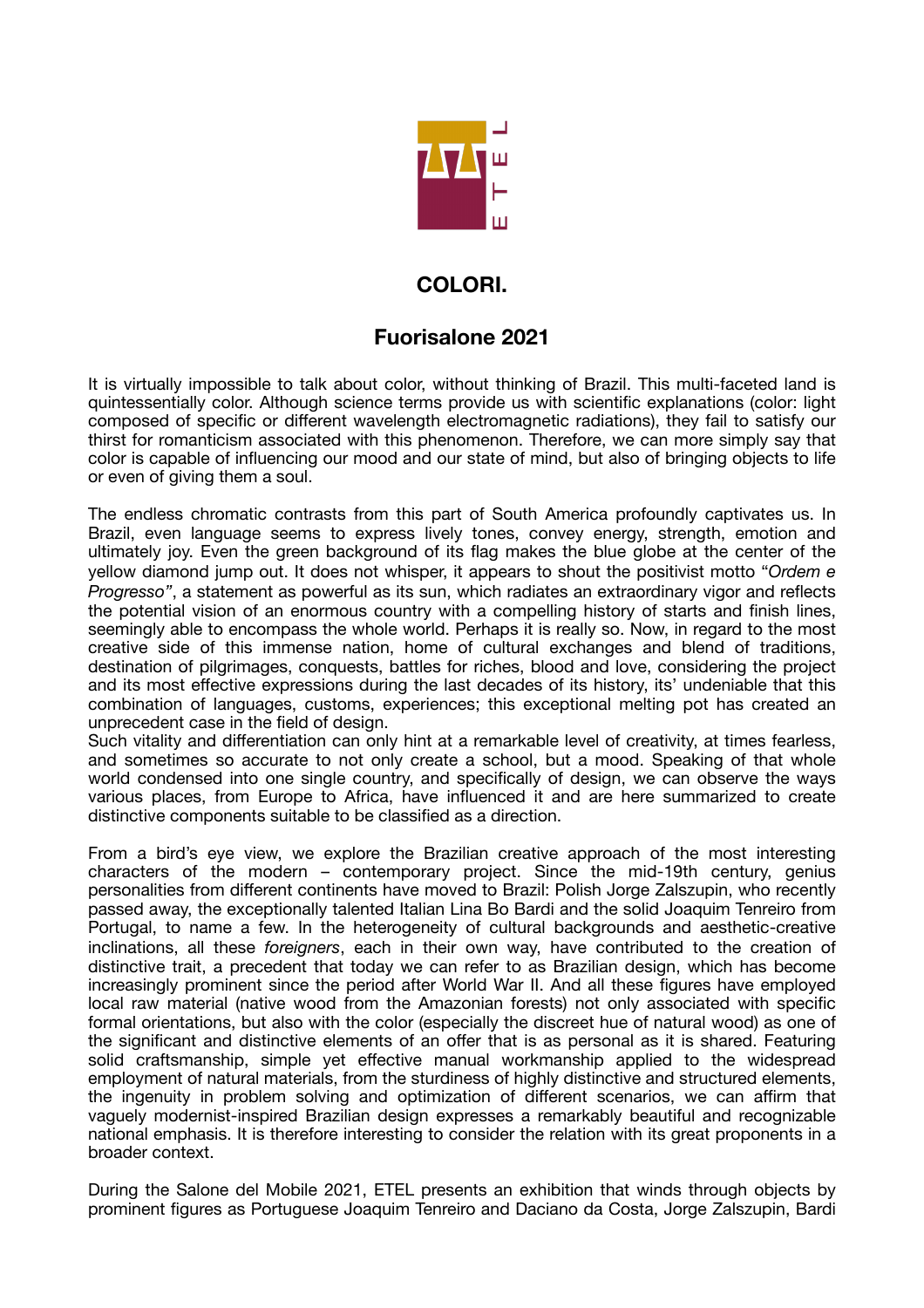ETEL

# COLORI.

## Fuorisalone 2021

It is virtually impossible to talk about color, without thinking of Brazil. This multi-faceted land is quintessentially color. Although science terms provide us with scientific explanations (color: light composed of specific or different wavelength electromagnetic radiations), they fail to satisfy our thirst for romanticism associated with this phenomenon. Therefore, we can more simply say that color is capable of influencing our mood and our state of mind, but also of bringing objects to life or even of giving them a soul.

The endless chromatic contrasts from this part of South America profoundly captivates us. In Brazil, even language seems to express lively tones, convey energy, strength, emotion and ultimately joy. Even the green background of its flag makes the blue globe at the center of the yellow diamond jump out. It does not whisper, it appears to shout the positivist motto "*Ordem e Progresso*", a statement as powerful as its sun, which radiates an extraordinary vigor and reflects the potential vision of an enormous country with a compelling history of starts and finish lines, seemingly able to encompass the whole world. Perhaps it is really so. Now, in regard to the most creative side of this immense nation, home of cultural exchanges and blend of traditions, destination of pilgrimages, conquests, battles for riches, blood and love, considering the project and its most effective expressions during the last decades of its history, its' undeniable that this combination of languages, customs, experiences; this exceptional melting pot has created an unprecedent case in the field of design.
Such vitality and differentiation can only hint at a remarkable level of creativity, at times fearless, and sometimes so accurate to not only create a school, but a mood. Speaking of that whole world condensed into one single country, and specifically of design, we can observe the ways various places, from Europe to Africa, have influenced it and are here summarized to create distinctive components suitable to be classified as a direction.

From a bird's eye view, we explore the Brazilian creative approach of the most interesting characters of the modern – contemporary project. Since the mid-19th century, genius personalities from different continents have moved to Brazil: Polish Jorge Zalszupin, who recently passed away, the exceptionally talented Italian Lina Bo Bardi and the solid Joaquim Tenreiro from Portugal, to name a few. In the heterogeneity of cultural backgrounds and aesthetic-creative inclinations, all these *foreigners*, each in their own way, have contributed to the creation of distinctive trait, a precedent that today we can refer to as Brazilian design, which has become increasingly prominent since the period after World War II. And all these figures have employed local raw material (native wood from the Amazonian forests) not only associated with specific formal orientations, but also with the color (especially the discreet hue of natural wood) as one of the significant and distinctive elements of an offer that is as personal as it is shared. Featuring solid craftsmanship, simple yet effective manual workmanship applied to the widespread employment of natural materials, from the sturdiness of highly distinctive and structured elements, the ingenuity in problem solving and optimization of different scenarios, we can affirm that vaguely modernist-inspired Brazilian design expresses a remarkably beautiful and recognizable national emphasis. It is therefore interesting to consider the relation with its great proponents in a broader context.

During the Salone del Mobile 2021, ETEL presents an exhibition that winds through objects by prominent figures as Portuguese Joaquim Tenreiro and Daciano da Costa, Jorge Zalszupin, Bardi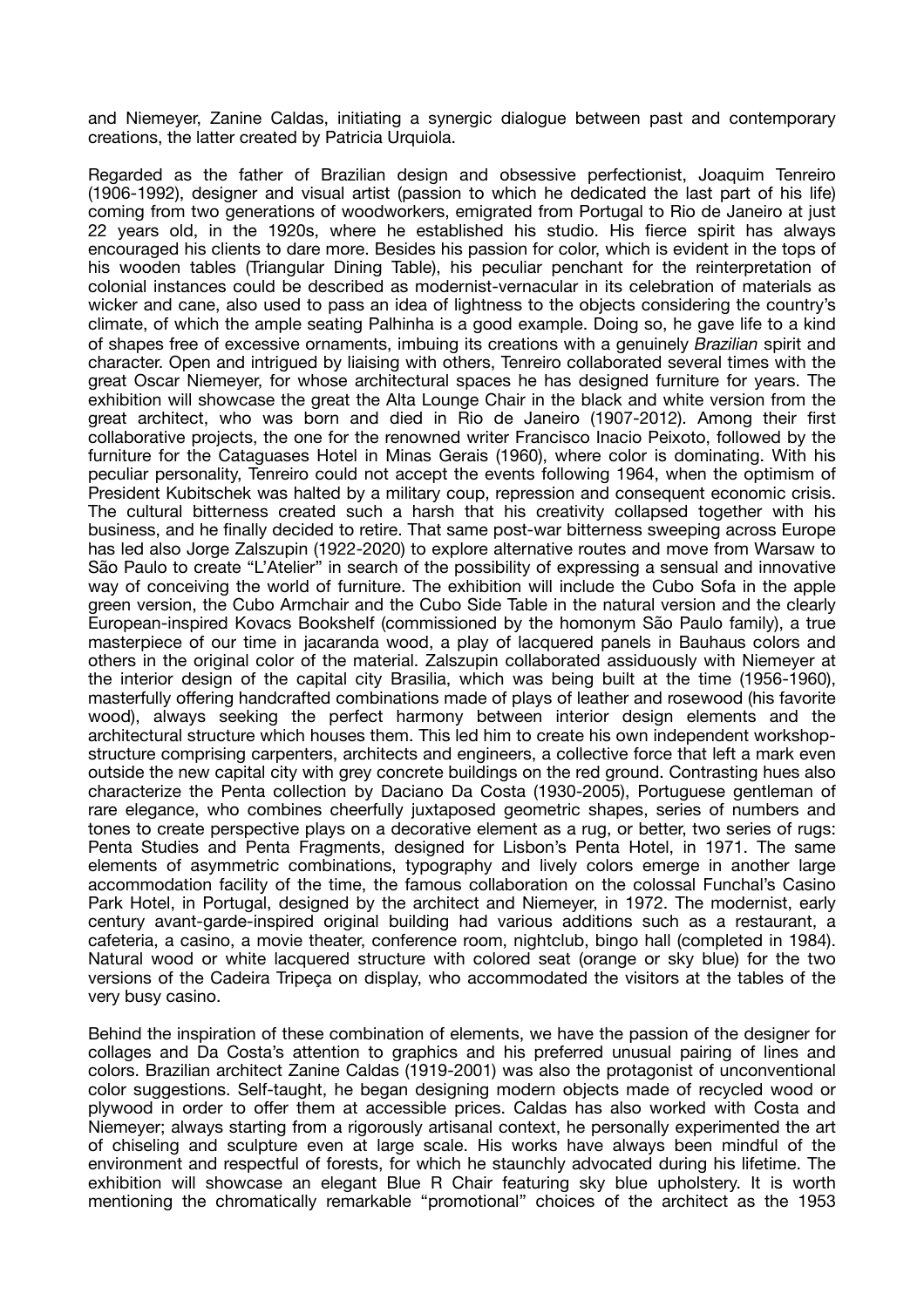and Niemeyer, Zanine Caldas, initiating a synergic dialogue between past and contemporary creations, the latter created by Patricia Urquiola.

Regarded as the father of Brazilian design and obsessive perfectionist, Joaquim Tenreiro (1906-1992), designer and visual artist (passion to which he dedicated the last part of his life) coming from two generations of woodworkers, emigrated from Portugal to Rio de Janeiro at just 22 years old, in the 1920s, where he established his studio. His fierce spirit has always encouraged his clients to dare more. Besides his passion for color, which is evident in the tops of his wooden tables (Triangular Dining Table), his peculiar penchant for the reinterpretation of colonial instances could be described as modernist-vernacular in its celebration of materials as wicker and cane, also used to pass an idea of lightness to the objects considering the country's climate, of which the ample seating Palhinha is a good example. Doing so, he gave life to a kind of shapes free of excessive ornaments, imbuing its creations with a genuinely *Brazilian* spirit and character. Open and intrigued by liaising with others, Tenreiro collaborated several times with the great Oscar Niemeyer, for whose architectural spaces he has designed furniture for years. The exhibition will showcase the great the Alta Lounge Chair in the black and white version from the great architect, who was born and died in Rio de Janeiro (1907-2012). Among their first collaborative projects, the one for the renowned writer Francisco Inacio Peixoto, followed by the furniture for the Cataguases Hotel in Minas Gerais (1960), where color is dominating. With his peculiar personality, Tenreiro could not accept the events following 1964, when the optimism of President Kubitschek was halted by a military coup, repression and consequent economic crisis. The cultural bitterness created such a harsh that his creativity collapsed together with his business, and he finally decided to retire. That same post-war bitterness sweeping across Europe has led also Jorge Zalszupin (1922-2020) to explore alternative routes and move from Warsaw to São Paulo to create "L'Atelier" in search of the possibility of expressing a sensual and innovative way of conceiving the world of furniture. The exhibition will include the Cubo Sofa in the apple green version, the Cubo Armchair and the Cubo Side Table in the natural version and the clearly European-inspired Kovacs Bookshelf (commissioned by the homonym São Paulo family), a true masterpiece of our time in jacaranda wood, a play of lacquered panels in Bauhaus colors and others in the original color of the material. Zalszupin collaborated assiduously with Niemeyer at the interior design of the capital city Brasilia, which was being built at the time (1956-1960), masterfully offering handcrafted combinations made of plays of leather and rosewood (his favorite wood), always seeking the perfect harmony between interior design elements and the architectural structure which houses them. This led him to create his own independent workshop-structure comprising carpenters, architects and engineers, a collective force that left a mark even outside the new capital city with grey concrete buildings on the red ground. Contrasting hues also characterize the Penta collection by Daciano Da Costa (1930-2005), Portuguese gentleman of rare elegance, who combines cheerfully juxtaposed geometric shapes, series of numbers and tones to create perspective plays on a decorative element as a rug, or better, two series of rugs: Penta Studies and Penta Fragments, designed for Lisbon's Penta Hotel, in 1971. The same elements of asymmetric combinations, typography and lively colors emerge in another large accommodation facility of the time, the famous collaboration on the colossal Funchal's Casino Park Hotel, in Portugal, designed by the architect and Niemeyer, in 1972. The modernist, early century avant-garde-inspired original building had various additions such as a restaurant, a cafeteria, a casino, a movie theater, conference room, nightclub, bingo hall (completed in 1984). Natural wood or white lacquered structure with colored seat (orange or sky blue) for the two versions of the Cadeira Tripeça on display, who accommodated the visitors at the tables of the very busy casino.

Behind the inspiration of these combination of elements, we have the passion of the designer for collages and Da Costa's attention to graphics and his preferred unusual pairing of lines and colors. Brazilian architect Zanine Caldas (1919-2001) was also the protagonist of unconventional color suggestions. Self-taught, he began designing modern objects made of recycled wood or plywood in order to offer them at accessible prices. Caldas has also worked with Costa and Niemeyer; always starting from a rigorously artisanal context, he personally experimented the art of chiseling and sculpture even at large scale. His works have always been mindful of the environment and respectful of forests, for which he staunchly advocated during his lifetime. The exhibition will showcase an elegant Blue R Chair featuring sky blue upholstery. It is worth mentioning the chromatically remarkable "promotional" choices of the architect as the 1953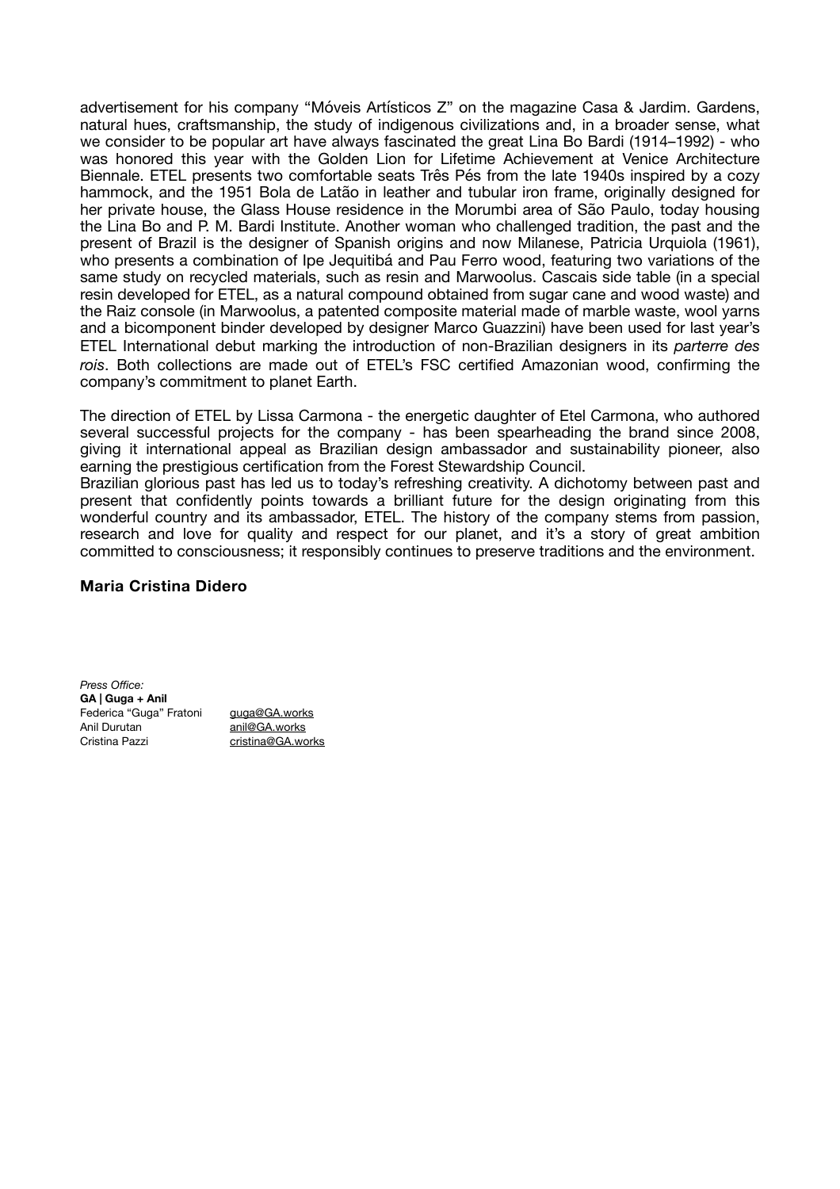advertisement for his company “Móveis Artísticos Z” on the magazine Casa & Jardim. Gardens, natural hues, craftsmanship, the study of indigenous civilizations and, in a broader sense, what we consider to be popular art have always fascinated the great Lina Bo Bardi (1914–1992) - who was honored this year with the Golden Lion for Lifetime Achievement at Venice Architecture Biennale. ETEL presents two comfortable seats Três Pés from the late 1940s inspired by a cozy hammock, and the 1951 Bola de Latão in leather and tubular iron frame, originally designed for her private house, the Glass House residence in the Morumbi area of São Paulo, today housing the Lina Bo and P. M. Bardi Institute. Another woman who challenged tradition, the past and the present of Brazil is the designer of Spanish origins and now Milanese, Patricia Urquiola (1961), who presents a combination of Ipe Jequitibá and Pau Ferro wood, featuring two variations of the same study on recycled materials, such as resin and Marwoolus. Cascais side table (in a special resin developed for ETEL, as a natural compound obtained from sugar cane and wood waste) and the Raiz console (in Marwoolus, a patented composite material made of marble waste, wool yarns and a bicomponent binder developed by designer Marco Guazzini) have been used for last year’s ETEL International debut marking the introduction of non-Brazilian designers in its *parterre des rois*. Both collections are made out of ETEL’s FSC certified Amazonian wood, confirming the company’s commitment to planet Earth.

The direction of ETEL by Lissa Carmona - the energetic daughter of Etel Carmona, who authored several successful projects for the company - has been spearheading the brand since 2008, giving it international appeal as Brazilian design ambassador and sustainability pioneer, also earning the prestigious certification from the Forest Stewardship Council.
Brazilian glorious past has led us to today’s refreshing creativity. A dichotomy between past and present that confidently points towards a brilliant future for the design originating from this wonderful country and its ambassador, ETEL. The history of the company stems from passion, research and love for quality and respect for our planet, and it’s a story of great ambition committed to consciousness; it responsibly continues to preserve traditions and the environment.

**Maria Cristina Didero**

*Press Office:*
**GA | Guga + Anil**
Federica “Guga” Fratoni guga@GA.works
Anil Durutan anil@GA.works
Cristina Pazzi cristina@GA.works